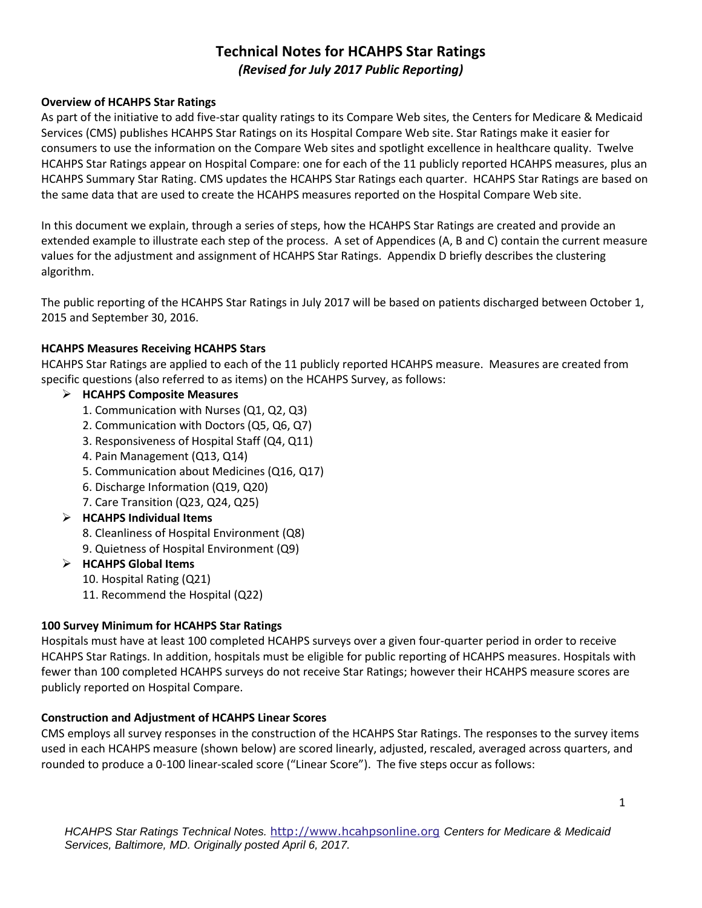# Technical Notes for HCAHPS Star Ratings

*(Revised for July 2017 Public Reporting)*

**Overview of HCAHPS Star Ratings**

As part of the initiative to add five-star quality ratings to its Compare Web sites, the Centers for Medicare & Medicaid Services (CMS) publishes HCAHPS Star Ratings on its Hospital Compare Web site. Star Ratings make it easier for consumers to use the information on the Compare Web sites and spotlight excellence in healthcare quality. Twelve HCAHPS Star Ratings appear on Hospital Compare: one for each of the 11 publicly reported HCAHPS measures, plus an HCAHPS Summary Star Rating. CMS updates the HCAHPS Star Ratings each quarter. HCAHPS Star Ratings are based on the same data that are used to create the HCAHPS measures reported on the Hospital Compare Web site.

In this document we explain, through a series of steps, how the HCAHPS Star Ratings are created and provide an extended example to illustrate each step of the process. A set of Appendices (A, B and C) contain the current measure values for the adjustment and assignment of HCAHPS Star Ratings. Appendix D briefly describes the clustering algorithm.

The public reporting of the HCAHPS Star Ratings in July 2017 will be based on patients discharged between October 1, 2015 and September 30, 2016.

**HCAHPS Measures Receiving HCAHPS Stars**

HCAHPS Star Ratings are applied to each of the 11 publicly reported HCAHPS measure. Measures are created from specific questions (also referred to as items) on the HCAHPS Survey, as follows:

- **HCAHPS Composite Measures**
  1. Communication with Nurses (Q1, Q2, Q3)
  2. Communication with Doctors (Q5, Q6, Q7)
  3. Responsiveness of Hospital Staff (Q4, Q11)
  4. Pain Management (Q13, Q14)
  5. Communication about Medicines (Q16, Q17)
  6. Discharge Information (Q19, Q20)
  7. Care Transition (Q23, Q24, Q25)
- **HCAHPS Individual Items**
  8. Cleanliness of Hospital Environment (Q8)
  9. Quietness of Hospital Environment (Q9)
- **HCAHPS Global Items**
  10. Hospital Rating (Q21)
  11. Recommend the Hospital (Q22)

**100 Survey Minimum for HCAHPS Star Ratings**

Hospitals must have at least 100 completed HCAHPS surveys over a given four-quarter period in order to receive HCAHPS Star Ratings. In addition, hospitals must be eligible for public reporting of HCAHPS measures. Hospitals with fewer than 100 completed HCAHPS surveys do not receive Star Ratings; however their HCAHPS measure scores are publicly reported on Hospital Compare.

**Construction and Adjustment of HCAHPS Linear Scores**

CMS employs all survey responses in the construction of the HCAHPS Star Ratings. The responses to the survey items used in each HCAHPS measure (shown below) are scored linearly, adjusted, rescaled, averaged across quarters, and rounded to produce a 0-100 linear-scaled score ("Linear Score"). The five steps occur as follows: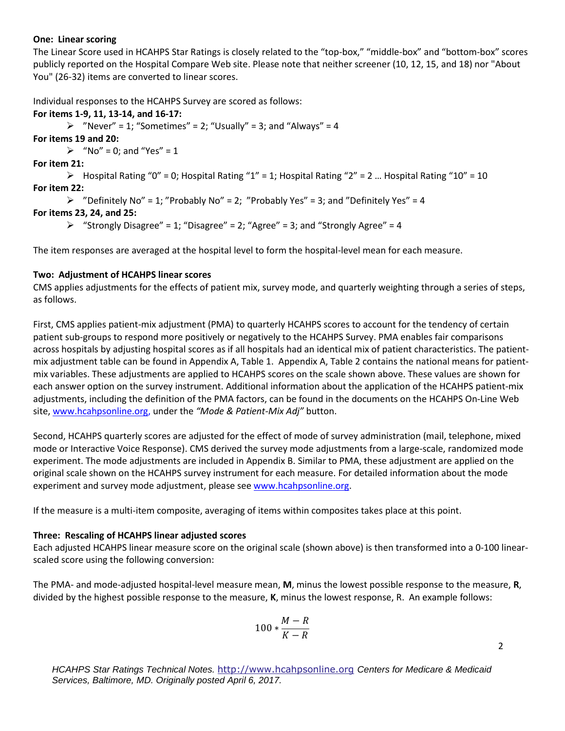**One: Linear scoring**

The Linear Score used in HCAHPS Star Ratings is closely related to the "top-box," "middle-box" and "bottom-box" scores publicly reported on the Hospital Compare Web site. Please note that neither screener (10, 12, 15, and 18) nor "About You" (26-32) items are converted to linear scores.

Individual responses to the HCAHPS Survey are scored as follows:

**For items 1-9, 11, 13-14, and 16-17:**

- "Never" = 1; "Sometimes" = 2; "Usually" = 3; and "Always" = 4

**For items 19 and 20:**

- "No" = 0; and "Yes" = 1

**For item 21:**

- Hospital Rating "0" = 0; Hospital Rating "1" = 1; Hospital Rating "2" = 2 … Hospital Rating "10" = 10

**For item 22:**

- "Definitely No" = 1; "Probably No" = 2; "Probably Yes" = 3; and "Definitely Yes" = 4

**For items 23, 24, and 25:**

- "Strongly Disagree" = 1; "Disagree" = 2; "Agree" = 3; and "Strongly Agree" = 4

The item responses are averaged at the hospital level to form the hospital-level mean for each measure.

**Two: Adjustment of HCAHPS linear scores**

CMS applies adjustments for the effects of patient mix, survey mode, and quarterly weighting through a series of steps, as follows.

First, CMS applies patient-mix adjustment (PMA) to quarterly HCAHPS scores to account for the tendency of certain patient sub-groups to respond more positively or negatively to the HCAHPS Survey. PMA enables fair comparisons across hospitals by adjusting hospital scores as if all hospitals had an identical mix of patient characteristics. The patient-mix adjustment table can be found in Appendix A, Table 1. Appendix A, Table 2 contains the national means for patient-mix variables. These adjustments are applied to HCAHPS scores on the scale shown above. These values are shown for each answer option on the survey instrument. Additional information about the application of the HCAHPS patient-mix adjustments, including the definition of the PMA factors, can be found in the documents on the HCAHPS On-Line Web site, www.hcahpsonline.org, under the *"Mode & Patient-Mix Adj"* button.

Second, HCAHPS quarterly scores are adjusted for the effect of mode of survey administration (mail, telephone, mixed mode or Interactive Voice Response). CMS derived the survey mode adjustments from a large-scale, randomized mode experiment. The mode adjustments are included in Appendix B. Similar to PMA, these adjustment are applied on the original scale shown on the HCAHPS survey instrument for each measure. For detailed information about the mode experiment and survey mode adjustment, please see www.hcahpsonline.org.

If the measure is a multi-item composite, averaging of items within composites takes place at this point.

**Three: Rescaling of HCAHPS linear adjusted scores**

Each adjusted HCAHPS linear measure score on the original scale (shown above) is then transformed into a 0-100 linear-scaled score using the following conversion:

The PMA- and mode-adjusted hospital-level measure mean, **M**, minus the lowest possible response to the measure, **R**, divided by the highest possible response to the measure, **K**, minus the lowest response, R. An example follows:

$$100 * \frac{M - R}{K - R}$$

*HCAHPS Star Ratings Technical Notes.* http://www.hcahpsonline.org *Centers for Medicare & Medicaid Services, Baltimore, MD. Originally posted April 6, 2017.*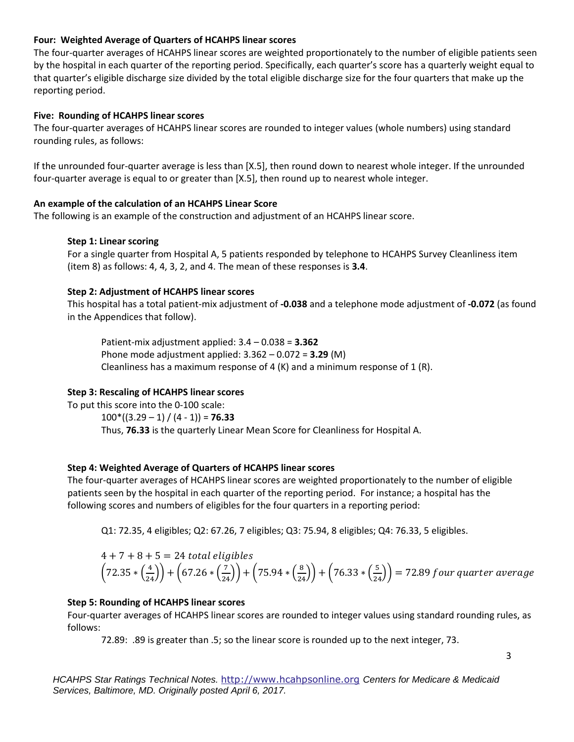### Four: Weighted Average of Quarters of HCAHPS linear scores

The four-quarter averages of HCAHPS linear scores are weighted proportionately to the number of eligible patients seen by the hospital in each quarter of the reporting period. Specifically, each quarter's score has a quarterly weight equal to that quarter's eligible discharge size divided by the total eligible discharge size for the four quarters that make up the reporting period.

### Five: Rounding of HCAHPS linear scores

The four-quarter averages of HCAHPS linear scores are rounded to integer values (whole numbers) using standard rounding rules, as follows:

If the unrounded four-quarter average is less than [X.5], then round down to nearest whole integer. If the unrounded four-quarter average is equal to or greater than [X.5], then round up to nearest whole integer.

### An example of the calculation of an HCAHPS Linear Score

The following is an example of the construction and adjustment of an HCAHPS linear score.

#### Step 1: Linear scoring

For a single quarter from Hospital A, 5 patients responded by telephone to HCAHPS Survey Cleanliness item (item 8) as follows: 4, 4, 3, 2, and 4. The mean of these responses is **3.4**.

#### Step 2: Adjustment of HCAHPS linear scores

This hospital has a total patient-mix adjustment of **-0.038** and a telephone mode adjustment of **-0.072** (as found in the Appendices that follow).

Patient-mix adjustment applied: 3.4 – 0.038 = **3.362**
Phone mode adjustment applied: 3.362 – 0.072 = **3.29** (M)
Cleanliness has a maximum response of 4 (K) and a minimum response of 1 (R).

#### Step 3: Rescaling of HCAHPS linear scores

To put this score into the 0-100 scale:

100*((3.29 – 1) / (4 - 1)) = **76.33**
Thus, **76.33** is the quarterly Linear Mean Score for Cleanliness for Hospital A.

#### Step 4: Weighted Average of Quarters of HCAHPS linear scores

The four-quarter averages of HCAHPS linear scores are weighted proportionately to the number of eligible patients seen by the hospital in each quarter of the reporting period. For instance; a hospital has the following scores and numbers of eligibles for the four quarters in a reporting period:

Q1: 72.35, 4 eligibles; Q2: 67.26, 7 eligibles; Q3: 75.94, 8 eligibles; Q4: 76.33, 5 eligibles.

$$4 + 7 + 8 + 5 = 24 \; total \; eligibles$$

$$\left(72.35 * \left(\frac{4}{24}\right)\right) + \left(67.26 * \left(\frac{7}{24}\right)\right) + \left(75.94 * \left(\frac{8}{24}\right)\right) + \left(76.33 * \left(\frac{5}{24}\right)\right) = 72.89 \; four \; quarter \; average$$

#### Step 5: Rounding of HCAHPS linear scores

Four-quarter averages of HCAHPS linear scores are rounded to integer values using standard rounding rules, as follows:

72.89: .89 is greater than .5; so the linear score is rounded up to the next integer, 73.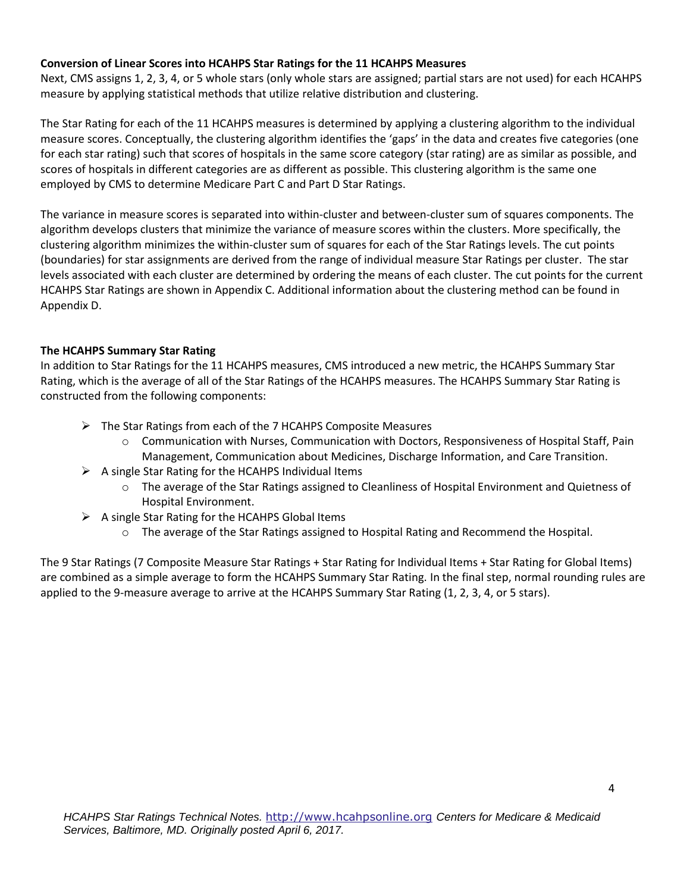### Conversion of Linear Scores into HCAHPS Star Ratings for the 11 HCAHPS Measures

Next, CMS assigns 1, 2, 3, 4, or 5 whole stars (only whole stars are assigned; partial stars are not used) for each HCAHPS measure by applying statistical methods that utilize relative distribution and clustering.

The Star Rating for each of the 11 HCAHPS measures is determined by applying a clustering algorithm to the individual measure scores. Conceptually, the clustering algorithm identifies the 'gaps' in the data and creates five categories (one for each star rating) such that scores of hospitals in the same score category (star rating) are as similar as possible, and scores of hospitals in different categories are as different as possible. This clustering algorithm is the same one employed by CMS to determine Medicare Part C and Part D Star Ratings.

The variance in measure scores is separated into within-cluster and between-cluster sum of squares components. The algorithm develops clusters that minimize the variance of measure scores within the clusters. More specifically, the clustering algorithm minimizes the within-cluster sum of squares for each of the Star Ratings levels. The cut points (boundaries) for star assignments are derived from the range of individual measure Star Ratings per cluster. The star levels associated with each cluster are determined by ordering the means of each cluster. The cut points for the current HCAHPS Star Ratings are shown in Appendix C. Additional information about the clustering method can be found in Appendix D.

### The HCAHPS Summary Star Rating

In addition to Star Ratings for the 11 HCAHPS measures, CMS introduced a new metric, the HCAHPS Summary Star Rating, which is the average of all of the Star Ratings of the HCAHPS measures. The HCAHPS Summary Star Rating is constructed from the following components:

- The Star Ratings from each of the 7 HCAHPS Composite Measures
  - Communication with Nurses, Communication with Doctors, Responsiveness of Hospital Staff, Pain Management, Communication about Medicines, Discharge Information, and Care Transition.
- A single Star Rating for the HCAHPS Individual Items
  - The average of the Star Ratings assigned to Cleanliness of Hospital Environment and Quietness of Hospital Environment.
- A single Star Rating for the HCAHPS Global Items
  - The average of the Star Ratings assigned to Hospital Rating and Recommend the Hospital.

The 9 Star Ratings (7 Composite Measure Star Ratings + Star Rating for Individual Items + Star Rating for Global Items) are combined as a simple average to form the HCAHPS Summary Star Rating. In the final step, normal rounding rules are applied to the 9-measure average to arrive at the HCAHPS Summary Star Rating (1, 2, 3, 4, or 5 stars).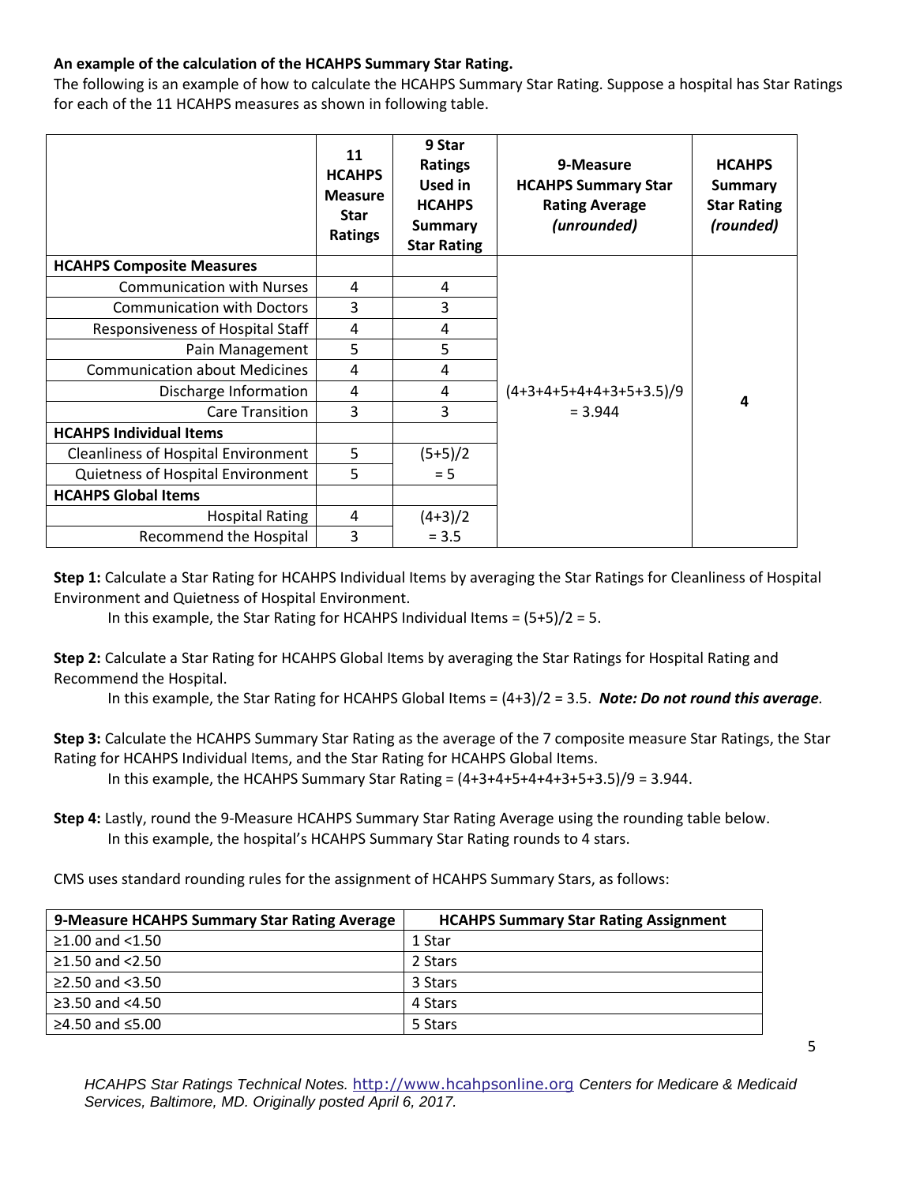**An example of the calculation of the HCAHPS Summary Star Rating.**

The following is an example of how to calculate the HCAHPS Summary Star Rating. Suppose a hospital has Star Ratings for each of the 11 HCAHPS measures as shown in following table.

| | 11 HCAHPS Measure Star Ratings | 9 Star Ratings Used in HCAHPS Summary Star Rating | 9-Measure HCAHPS Summary Star Rating Average *(unrounded)* | HCAHPS Summary Star Rating *(rounded)* |
|---|---|---|---|---|
| **HCAHPS Composite Measures** | | | (4+3+4+5+4+4+3+5+3.5)/9 = 3.944 | **4** |
| Communication with Nurses | 4 | 4 | | |
| Communication with Doctors | 3 | 3 | | |
| Responsiveness of Hospital Staff | 4 | 4 | | |
| Pain Management | 5 | 5 | | |
| Communication about Medicines | 4 | 4 | | |
| Discharge Information | 4 | 4 | | |
| Care Transition | 3 | 3 | | |
| **HCAHPS Individual Items** | | | | |
| Cleanliness of Hospital Environment | 5 | (5+5)/2 = 5 | | |
| Quietness of Hospital Environment | 5 | | | |
| **HCAHPS Global Items** | | | | |
| Hospital Rating | 4 | (4+3)/2 = 3.5 | | |
| Recommend the Hospital | 3 | | | |

**Step 1:** Calculate a Star Rating for HCAHPS Individual Items by averaging the Star Ratings for Cleanliness of Hospital Environment and Quietness of Hospital Environment.

In this example, the Star Rating for HCAHPS Individual Items = (5+5)/2 = 5.

**Step 2:** Calculate a Star Rating for HCAHPS Global Items by averaging the Star Ratings for Hospital Rating and Recommend the Hospital.

In this example, the Star Rating for HCAHPS Global Items = (4+3)/2 = 3.5. ***Note: Do not round this average.***

**Step 3:** Calculate the HCAHPS Summary Star Rating as the average of the 7 composite measure Star Ratings, the Star Rating for HCAHPS Individual Items, and the Star Rating for HCAHPS Global Items.

In this example, the HCAHPS Summary Star Rating = (4+3+4+5+4+4+3+5+3.5)/9 = 3.944.

**Step 4:** Lastly, round the 9-Measure HCAHPS Summary Star Rating Average using the rounding table below.

In this example, the hospital's HCAHPS Summary Star Rating rounds to 4 stars.

CMS uses standard rounding rules for the assignment of HCAHPS Summary Stars, as follows:

| 9-Measure HCAHPS Summary Star Rating Average | HCAHPS Summary Star Rating Assignment |
|---|---|
| ≥1.00 and <1.50 | 1 Star |
| ≥1.50 and <2.50 | 2 Stars |
| ≥2.50 and <3.50 | 3 Stars |
| ≥3.50 and <4.50 | 4 Stars |
| ≥4.50 and ≤5.00 | 5 Stars |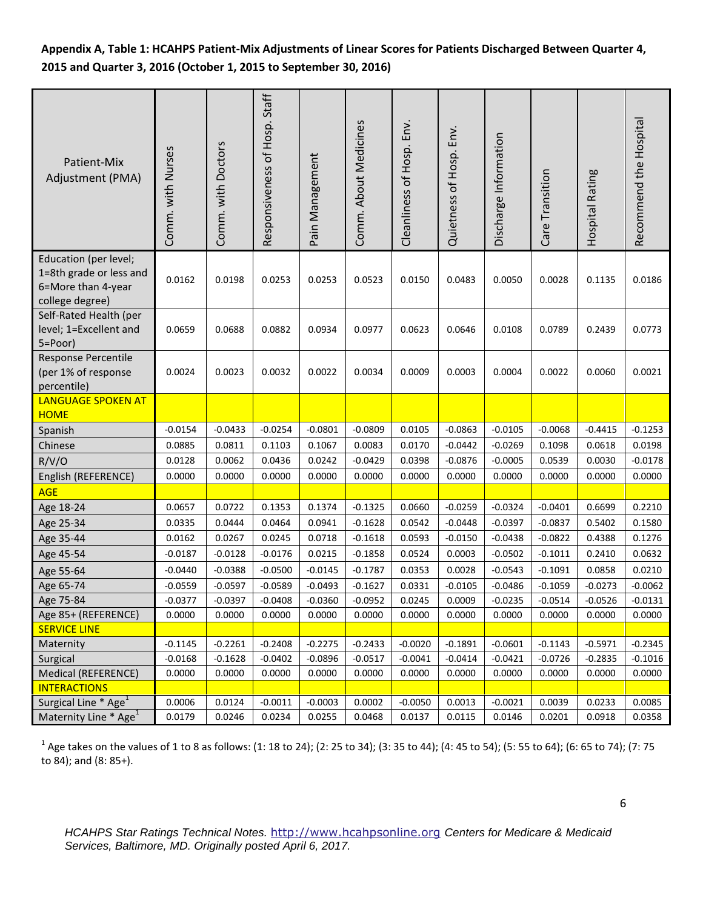**Appendix A, Table 1: HCAHPS Patient-Mix Adjustments of Linear Scores for Patients Discharged Between Quarter 4, 2015 and Quarter 3, 2016 (October 1, 2015 to September 30, 2016)**

| Patient-Mix Adjustment (PMA) | Comm. with Nurses | Comm. with Doctors | Responsiveness of Hosp. Staff | Pain Management | Comm. About Medicines | Cleanliness of Hosp. Env. | Quietness of Hosp. Env. | Discharge Information | Care Transition | Hospital Rating | Recommend the Hospital |
|---|---|---|---|---|---|---|---|---|---|---|---|
| Education (per level; 1=8th grade or less and 6=More than 4-year college degree) | 0.0162 | 0.0198 | 0.0253 | 0.0253 | 0.0523 | 0.0150 | 0.0483 | 0.0050 | 0.0028 | 0.1135 | 0.0186 |
| Self-Rated Health (per level; 1=Excellent and 5=Poor) | 0.0659 | 0.0688 | 0.0882 | 0.0934 | 0.0977 | 0.0623 | 0.0646 | 0.0108 | 0.0789 | 0.2439 | 0.0773 |
| Response Percentile (per 1% of response percentile) | 0.0024 | 0.0023 | 0.0032 | 0.0022 | 0.0034 | 0.0009 | 0.0003 | 0.0004 | 0.0022 | 0.0060 | 0.0021 |
| LANGUAGE SPOKEN AT HOME | | | | | | | | | | | |
| Spanish | -0.0154 | -0.0433 | -0.0254 | -0.0801 | -0.0809 | 0.0105 | -0.0863 | -0.0105 | -0.0068 | -0.4415 | -0.1253 |
| Chinese | 0.0885 | 0.0811 | 0.1103 | 0.1067 | 0.0083 | 0.0170 | -0.0442 | -0.0269 | 0.1098 | 0.0618 | 0.0198 |
| R/V/O | 0.0128 | 0.0062 | 0.0436 | 0.0242 | -0.0429 | 0.0398 | -0.0876 | -0.0005 | 0.0539 | 0.0030 | -0.0178 |
| English (REFERENCE) | 0.0000 | 0.0000 | 0.0000 | 0.0000 | 0.0000 | 0.0000 | 0.0000 | 0.0000 | 0.0000 | 0.0000 | 0.0000 |
| AGE | | | | | | | | | | | |
| Age 18-24 | 0.0657 | 0.0722 | 0.1353 | 0.1374 | -0.1325 | 0.0660 | -0.0259 | -0.0324 | -0.0401 | 0.6699 | 0.2210 |
| Age 25-34 | 0.0335 | 0.0444 | 0.0464 | 0.0941 | -0.1628 | 0.0542 | -0.0448 | -0.0397 | -0.0837 | 0.5402 | 0.1580 |
| Age 35-44 | 0.0162 | 0.0267 | 0.0245 | 0.0718 | -0.1618 | 0.0593 | -0.0150 | -0.0438 | -0.0822 | 0.4388 | 0.1276 |
| Age 45-54 | -0.0187 | -0.0128 | -0.0176 | 0.0215 | -0.1858 | 0.0524 | 0.0003 | -0.0502 | -0.1011 | 0.2410 | 0.0632 |
| Age 55-64 | -0.0440 | -0.0388 | -0.0500 | -0.0145 | -0.1787 | 0.0353 | 0.0028 | -0.0543 | -0.1091 | 0.0858 | 0.0210 |
| Age 65-74 | -0.0559 | -0.0597 | -0.0589 | -0.0493 | -0.1627 | 0.0331 | -0.0105 | -0.0486 | -0.1059 | -0.0273 | -0.0062 |
| Age 75-84 | -0.0377 | -0.0397 | -0.0408 | -0.0360 | -0.0952 | 0.0245 | 0.0009 | -0.0235 | -0.0514 | -0.0526 | -0.0131 |
| Age 85+ (REFERENCE) | 0.0000 | 0.0000 | 0.0000 | 0.0000 | 0.0000 | 0.0000 | 0.0000 | 0.0000 | 0.0000 | 0.0000 | 0.0000 |
| SERVICE LINE | | | | | | | | | | | |
| Maternity | -0.1145 | -0.2261 | -0.2408 | -0.2275 | -0.2433 | -0.0020 | -0.1891 | -0.0601 | -0.1143 | -0.5971 | -0.2345 |
| Surgical | -0.0168 | -0.1628 | -0.0402 | -0.0896 | -0.0517 | -0.0041 | -0.0414 | -0.0421 | -0.0726 | -0.2835 | -0.1016 |
| Medical (REFERENCE) | 0.0000 | 0.0000 | 0.0000 | 0.0000 | 0.0000 | 0.0000 | 0.0000 | 0.0000 | 0.0000 | 0.0000 | 0.0000 |
| INTERACTIONS | | | | | | | | | | | |
| Surgical Line * Age[1] | 0.0006 | 0.0124 | -0.0011 | -0.0003 | 0.0002 | -0.0050 | 0.0013 | -0.0021 | 0.0039 | 0.0233 | 0.0085 |
| Maternity Line * Age[1] | 0.0179 | 0.0246 | 0.0234 | 0.0255 | 0.0468 | 0.0137 | 0.0115 | 0.0146 | 0.0201 | 0.0918 | 0.0358 |

[1] Age takes on the values of 1 to 8 as follows: (1: 18 to 24); (2: 25 to 34); (3: 35 to 44); (4: 45 to 54); (5: 55 to 64); (6: 65 to 74); (7: 75 to 84); and (8: 85+).

*HCAHPS Star Ratings Technical Notes.* http://www.hcahpsonline.org *Centers for Medicare & Medicaid Services, Baltimore, MD. Originally posted April 6, 2017.*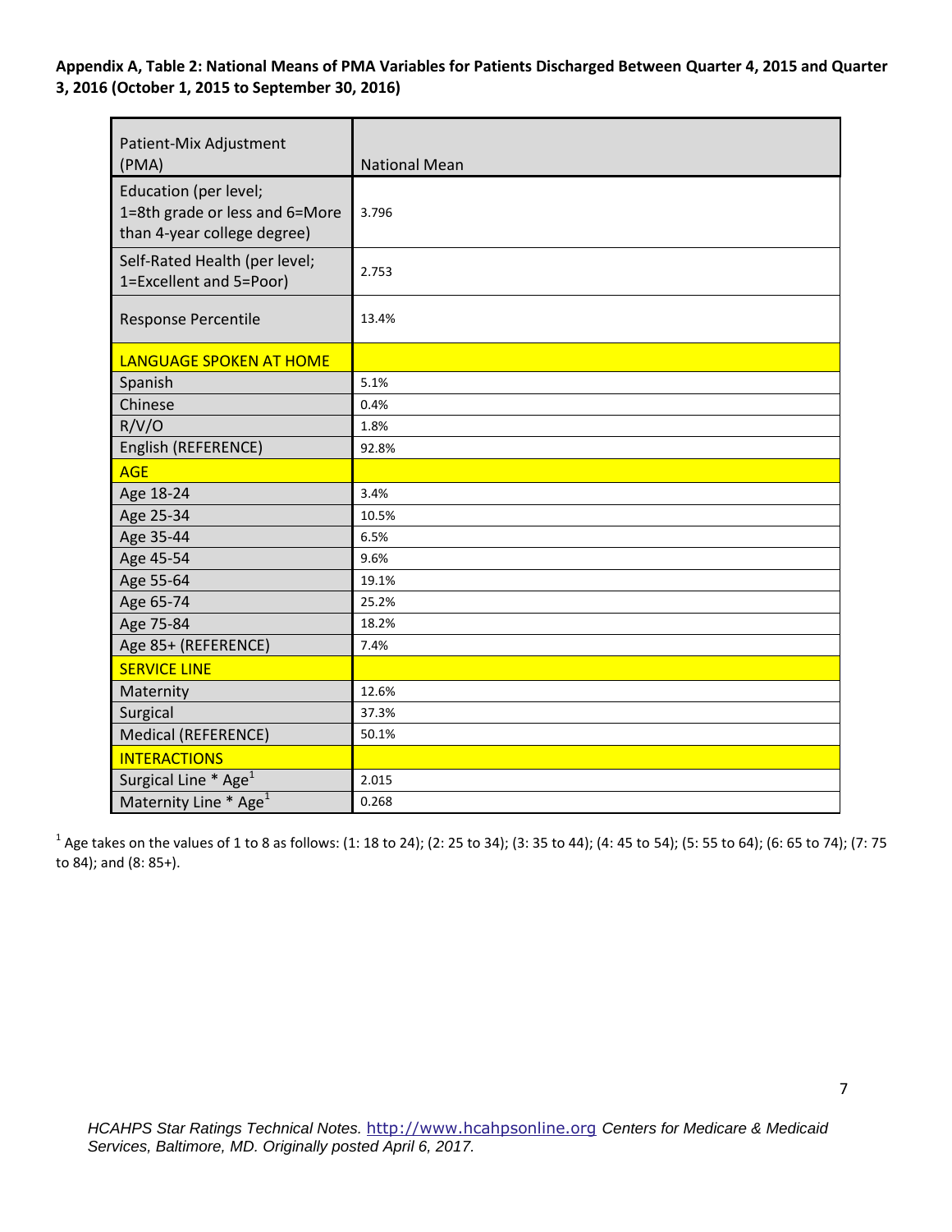**Appendix A, Table 2: National Means of PMA Variables for Patients Discharged Between Quarter 4, 2015 and Quarter 3, 2016 (October 1, 2015 to September 30, 2016)**

| Patient-Mix Adjustment (PMA) | National Mean |
|---|---|
| Education (per level; 1=8th grade or less and 6=More than 4-year college degree) | 3.796 |
| Self-Rated Health (per level; 1=Excellent and 5=Poor) | 2.753 |
| Response Percentile | 13.4% |
| LANGUAGE SPOKEN AT HOME | |
| Spanish | 5.1% |
| Chinese | 0.4% |
| R/V/O | 1.8% |
| English (REFERENCE) | 92.8% |
| AGE | |
| Age 18-24 | 3.4% |
| Age 25-34 | 10.5% |
| Age 35-44 | 6.5% |
| Age 45-54 | 9.6% |
| Age 55-64 | 19.1% |
| Age 65-74 | 25.2% |
| Age 75-84 | 18.2% |
| Age 85+ (REFERENCE) | 7.4% |
| SERVICE LINE | |
| Maternity | 12.6% |
| Surgical | 37.3% |
| Medical (REFERENCE) | 50.1% |
| INTERACTIONS | |
| Surgical Line * Age[1] | 2.015 |
| Maternity Line * Age[1] | 0.268 |

[1] Age takes on the values of 1 to 8 as follows: (1: 18 to 24); (2: 25 to 34); (3: 35 to 44); (4: 45 to 54); (5: 55 to 64); (6: 65 to 74); (7: 75 to 84); and (8: 85+).

*HCAHPS Star Ratings Technical Notes.* http://www.hcahpsonline.org *Centers for Medicare & Medicaid Services, Baltimore, MD. Originally posted April 6, 2017.*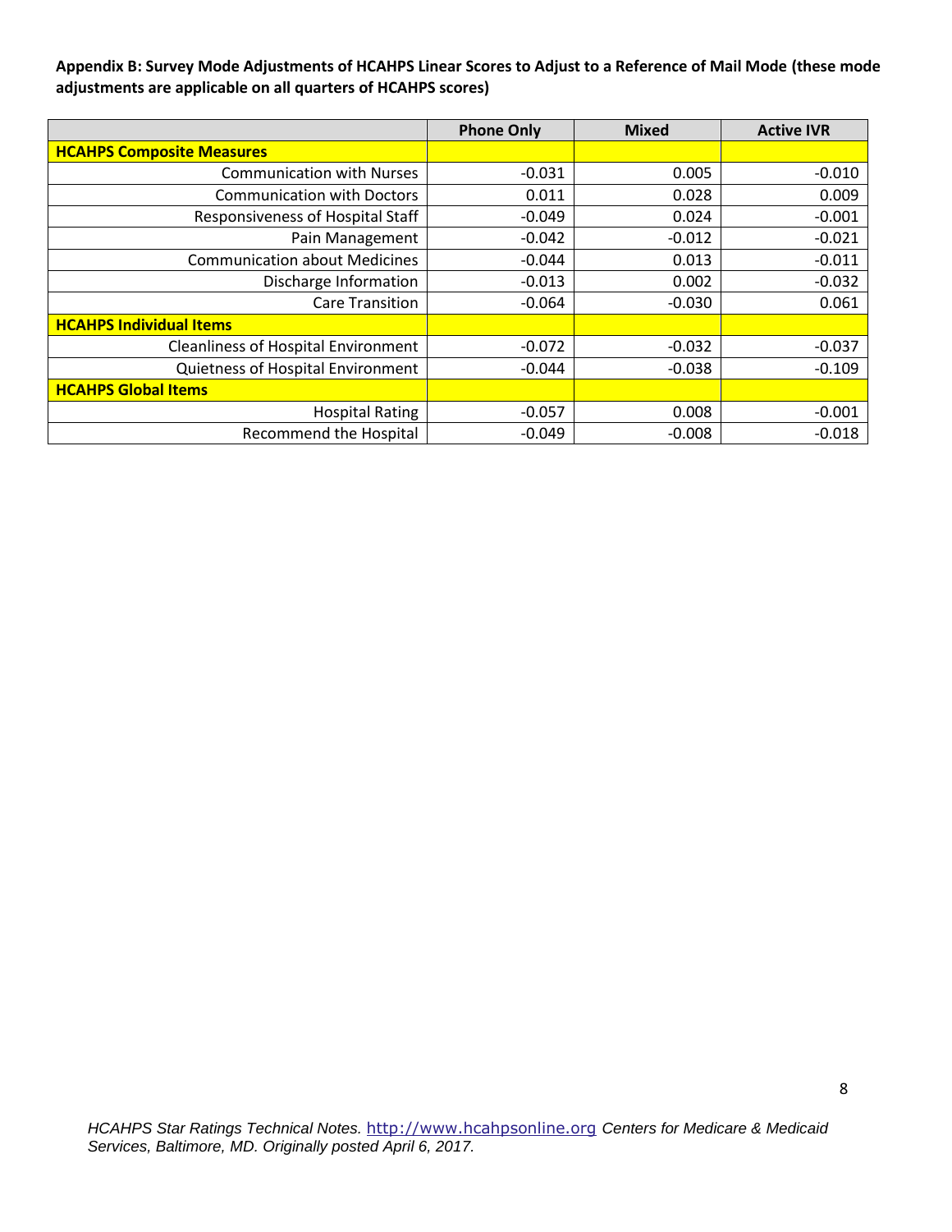**Appendix B: Survey Mode Adjustments of HCAHPS Linear Scores to Adjust to a Reference of Mail Mode (these mode adjustments are applicable on all quarters of HCAHPS scores)**

| | Phone Only | Mixed | Active IVR |
|---|---|---|---|
| **HCAHPS Composite Measures** | | | |
| Communication with Nurses | -0.031 | 0.005 | -0.010 |
| Communication with Doctors | 0.011 | 0.028 | 0.009 |
| Responsiveness of Hospital Staff | -0.049 | 0.024 | -0.001 |
| Pain Management | -0.042 | -0.012 | -0.021 |
| Communication about Medicines | -0.044 | 0.013 | -0.011 |
| Discharge Information | -0.013 | 0.002 | -0.032 |
| Care Transition | -0.064 | -0.030 | 0.061 |
| **HCAHPS Individual Items** | | | |
| Cleanliness of Hospital Environment | -0.072 | -0.032 | -0.037 |
| Quietness of Hospital Environment | -0.044 | -0.038 | -0.109 |
| **HCAHPS Global Items** | | | |
| Hospital Rating | -0.057 | 0.008 | -0.001 |
| Recommend the Hospital | -0.049 | -0.008 | -0.018 |

*HCAHPS Star Ratings Technical Notes.* http://www.hcahpsonline.org *Centers for Medicare & Medicaid Services, Baltimore, MD. Originally posted April 6, 2017.*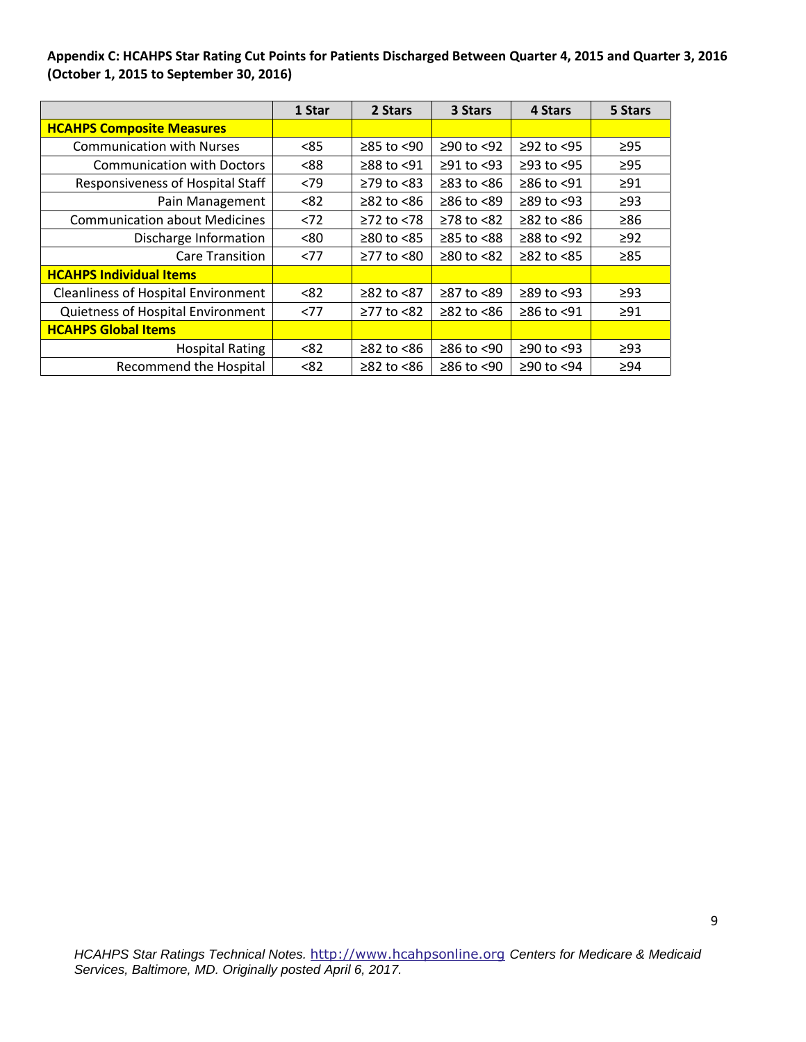**Appendix C: HCAHPS Star Rating Cut Points for Patients Discharged Between Quarter 4, 2015 and Quarter 3, 2016 (October 1, 2015 to September 30, 2016)**

| | 1 Star | 2 Stars | 3 Stars | 4 Stars | 5 Stars |
|---|---|---|---|---|---|
| **HCAHPS Composite Measures** | | | | | |
| Communication with Nurses | <85 | ≥85 to <90 | ≥90 to <92 | ≥92 to <95 | ≥95 |
| Communication with Doctors | <88 | ≥88 to <91 | ≥91 to <93 | ≥93 to <95 | ≥95 |
| Responsiveness of Hospital Staff | <79 | ≥79 to <83 | ≥83 to <86 | ≥86 to <91 | ≥91 |
| Pain Management | <82 | ≥82 to <86 | ≥86 to <89 | ≥89 to <93 | ≥93 |
| Communication about Medicines | <72 | ≥72 to <78 | ≥78 to <82 | ≥82 to <86 | ≥86 |
| Discharge Information | <80 | ≥80 to <85 | ≥85 to <88 | ≥88 to <92 | ≥92 |
| Care Transition | <77 | ≥77 to <80 | ≥80 to <82 | ≥82 to <85 | ≥85 |
| **HCAHPS Individual Items** | | | | | |
| Cleanliness of Hospital Environment | <82 | ≥82 to <87 | ≥87 to <89 | ≥89 to <93 | ≥93 |
| Quietness of Hospital Environment | <77 | ≥77 to <82 | ≥82 to <86 | ≥86 to <91 | ≥91 |
| **HCAHPS Global Items** | | | | | |
| Hospital Rating | <82 | ≥82 to <86 | ≥86 to <90 | ≥90 to <93 | ≥93 |
| Recommend the Hospital | <82 | ≥82 to <86 | ≥86 to <90 | ≥90 to <94 | ≥94 |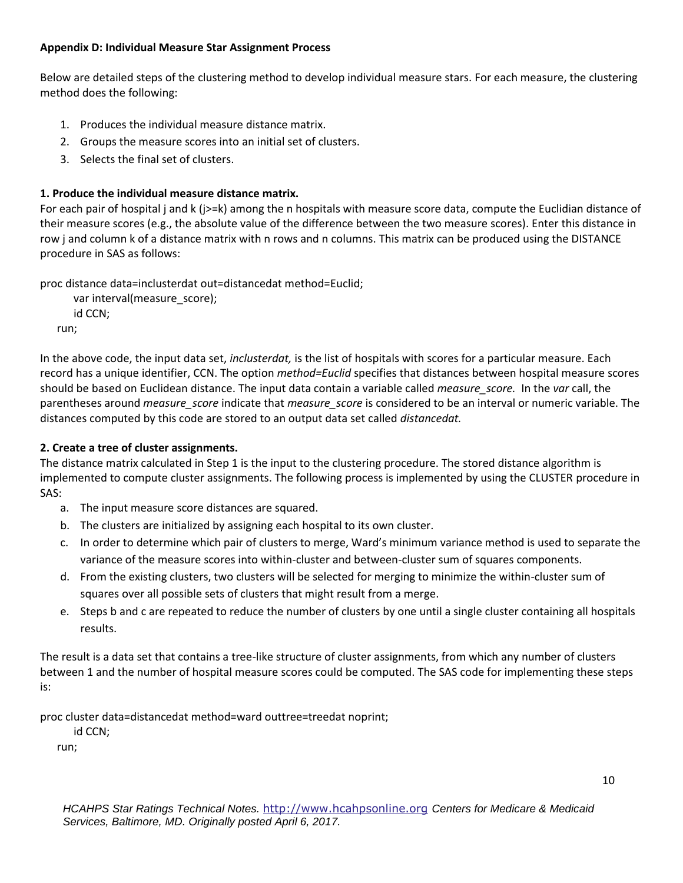**Appendix D: Individual Measure Star Assignment Process**

Below are detailed steps of the clustering method to develop individual measure stars. For each measure, the clustering method does the following:

1. Produces the individual measure distance matrix.
2. Groups the measure scores into an initial set of clusters.
3. Selects the final set of clusters.

**1. Produce the individual measure distance matrix.**

For each pair of hospital j and k (j>=k) among the n hospitals with measure score data, compute the Euclidian distance of their measure scores (e.g., the absolute value of the difference between the two measure scores). Enter this distance in row j and column k of a distance matrix with n rows and n columns. This matrix can be produced using the DISTANCE procedure in SAS as follows:

```
proc distance data=inclusterdat out=distancedat method=Euclid;
    var interval(measure_score);
    id CCN;
run;
```

In the above code, the input data set, *inclusterdat,* is the list of hospitals with scores for a particular measure. Each record has a unique identifier, CCN. The option *method=Euclid* specifies that distances between hospital measure scores should be based on Euclidean distance. The input data contain a variable called *measure_score.* In the *var* call, the parentheses around *measure_score* indicate that *measure_score* is considered to be an interval or numeric variable. The distances computed by this code are stored to an output data set called *distancedat.*

**2. Create a tree of cluster assignments.**

The distance matrix calculated in Step 1 is the input to the clustering procedure. The stored distance algorithm is implemented to compute cluster assignments. The following process is implemented by using the CLUSTER procedure in SAS:

a. The input measure score distances are squared.
b. The clusters are initialized by assigning each hospital to its own cluster.
c. In order to determine which pair of clusters to merge, Ward's minimum variance method is used to separate the variance of the measure scores into within-cluster and between-cluster sum of squares components.
d. From the existing clusters, two clusters will be selected for merging to minimize the within-cluster sum of squares over all possible sets of clusters that might result from a merge.
e. Steps b and c are repeated to reduce the number of clusters by one until a single cluster containing all hospitals results.

The result is a data set that contains a tree-like structure of cluster assignments, from which any number of clusters between 1 and the number of hospital measure scores could be computed. The SAS code for implementing these steps is:

```
proc cluster data=distancedat method=ward outtree=treedat noprint;
    id CCN;
run;
```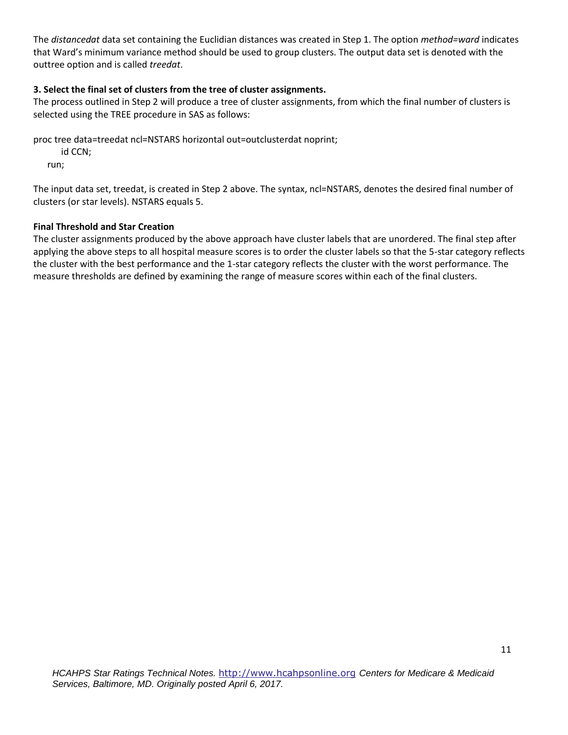The *distancedat* data set containing the Euclidian distances was created in Step 1. The option *method=ward* indicates that Ward's minimum variance method should be used to group clusters. The output data set is denoted with the outtree option and is called *treedat*.

**3. Select the final set of clusters from the tree of cluster assignments.**

The process outlined in Step 2 will produce a tree of cluster assignments, from which the final number of clusters is selected using the TREE procedure in SAS as follows:

```
proc tree data=treedat ncl=NSTARS horizontal out=outclusterdat noprint;
        id CCN;
    run;
```

The input data set, treedat, is created in Step 2 above. The syntax, ncl=NSTARS, denotes the desired final number of clusters (or star levels). NSTARS equals 5.

**Final Threshold and Star Creation**

The cluster assignments produced by the above approach have cluster labels that are unordered. The final step after applying the above steps to all hospital measure scores is to order the cluster labels so that the 5-star category reflects the cluster with the best performance and the 1-star category reflects the cluster with the worst performance. The measure thresholds are defined by examining the range of measure scores within each of the final clusters.

*HCAHPS Star Ratings Technical Notes.* http://www.hcahpsonline.org *Centers for Medicare & Medicaid Services, Baltimore, MD. Originally posted April 6, 2017.*